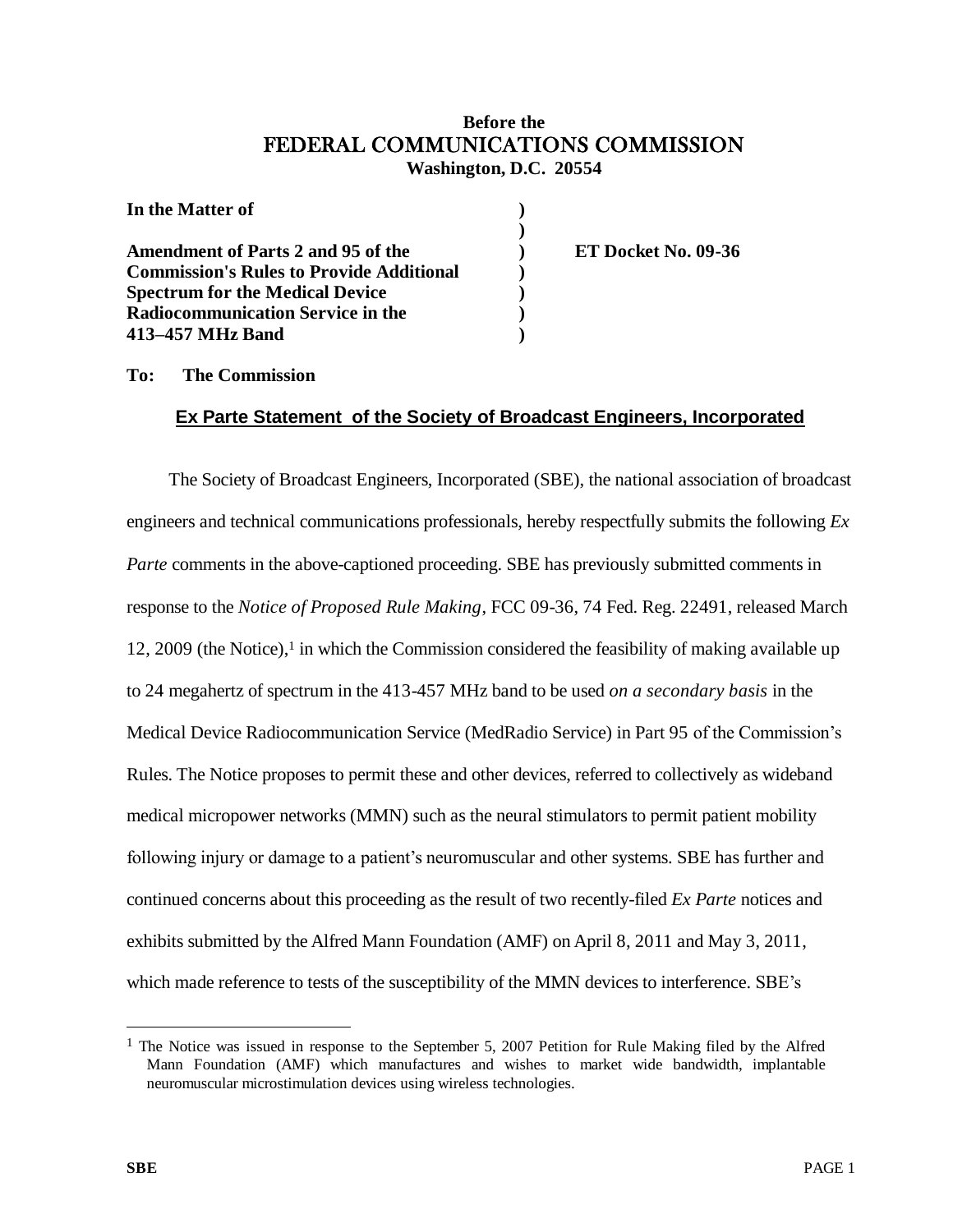**Before the**
**FEDERAL COMMUNICATIONS COMMISSION**
**Washington, D.C. 20554**

| | | |
|---|---|---|
| **In the Matter of** | ) | |
| | ) | |
| **Amendment of Parts 2 and 95 of the Commission's Rules to Provide Additional Spectrum for the Medical Device Radiocommunication Service in the 413–457 MHz Band** | ) ) ) ) ) | **ET Docket No. 09-36** |

**To: The Commission**

## Ex Parte Statement of the Society of Broadcast Engineers, Incorporated

The Society of Broadcast Engineers, Incorporated (SBE), the national association of broadcast engineers and technical communications professionals, hereby respectfully submits the following *Ex Parte* comments in the above-captioned proceeding. SBE has previously submitted comments in response to the *Notice of Proposed Rule Making*, FCC 09-36, 74 Fed. Reg. 22491, released March 12, 2009 (the Notice),[1] in which the Commission considered the feasibility of making available up to 24 megahertz of spectrum in the 413-457 MHz band to be used *on a secondary basis* in the Medical Device Radiocommunication Service (MedRadio Service) in Part 95 of the Commission's Rules. The Notice proposes to permit these and other devices, referred to collectively as wideband medical micropower networks (MMN) such as the neural stimulators to permit patient mobility following injury or damage to a patient's neuromuscular and other systems. SBE has further and continued concerns about this proceeding as the result of two recently-filed *Ex Parte* notices and exhibits submitted by the Alfred Mann Foundation (AMF) on April 8, 2011 and May 3, 2011, which made reference to tests of the susceptibility of the MMN devices to interference. SBE's

[1] The Notice was issued in response to the September 5, 2007 Petition for Rule Making filed by the Alfred Mann Foundation (AMF) which manufactures and wishes to market wide bandwidth, implantable neuromuscular microstimulation devices using wireless technologies.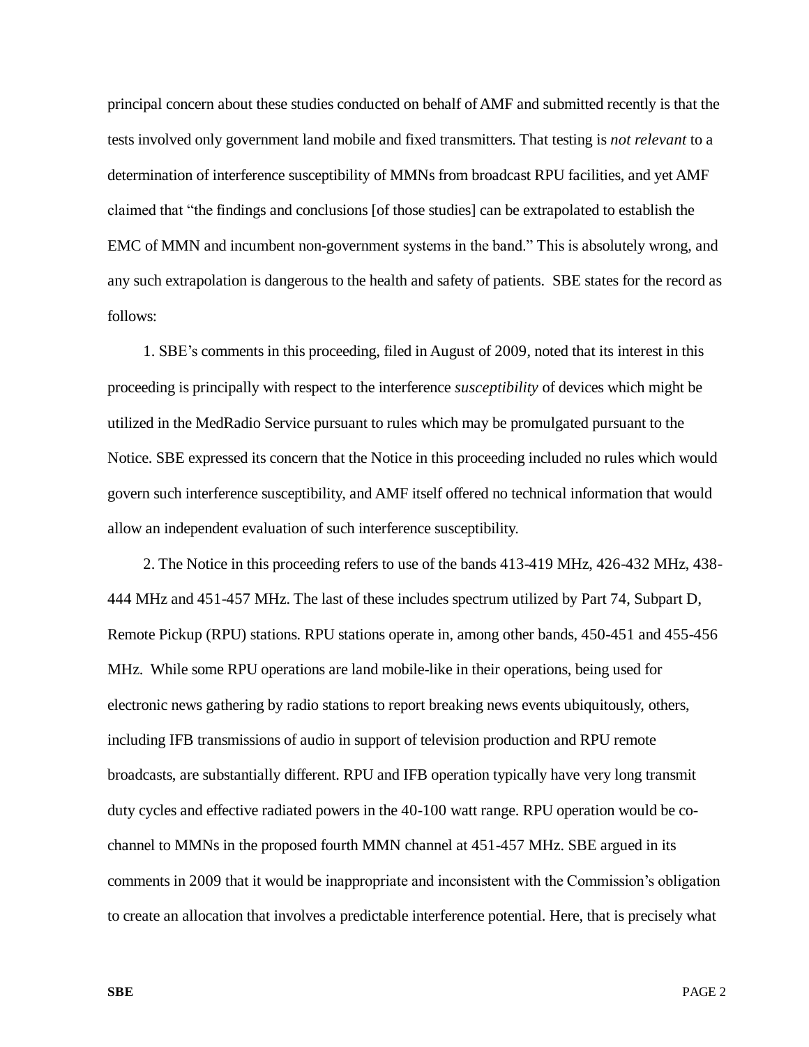principal concern about these studies conducted on behalf of AMF and submitted recently is that the tests involved only government land mobile and fixed transmitters. That testing is *not relevant* to a determination of interference susceptibility of MMNs from broadcast RPU facilities, and yet AMF claimed that "the findings and conclusions [of those studies] can be extrapolated to establish the EMC of MMN and incumbent non-government systems in the band." This is absolutely wrong, and any such extrapolation is dangerous to the health and safety of patients. SBE states for the record as follows:

1. SBE's comments in this proceeding, filed in August of 2009, noted that its interest in this proceeding is principally with respect to the interference *susceptibility* of devices which might be utilized in the MedRadio Service pursuant to rules which may be promulgated pursuant to the Notice. SBE expressed its concern that the Notice in this proceeding included no rules which would govern such interference susceptibility, and AMF itself offered no technical information that would allow an independent evaluation of such interference susceptibility.

2. The Notice in this proceeding refers to use of the bands 413-419 MHz, 426-432 MHz, 438-444 MHz and 451-457 MHz. The last of these includes spectrum utilized by Part 74, Subpart D, Remote Pickup (RPU) stations. RPU stations operate in, among other bands, 450-451 and 455-456 MHz. While some RPU operations are land mobile-like in their operations, being used for electronic news gathering by radio stations to report breaking news events ubiquitously, others, including IFB transmissions of audio in support of television production and RPU remote broadcasts, are substantially different. RPU and IFB operation typically have very long transmit duty cycles and effective radiated powers in the 40-100 watt range. RPU operation would be co-channel to MMNs in the proposed fourth MMN channel at 451-457 MHz. SBE argued in its comments in 2009 that it would be inappropriate and inconsistent with the Commission's obligation to create an allocation that involves a predictable interference potential. Here, that is precisely what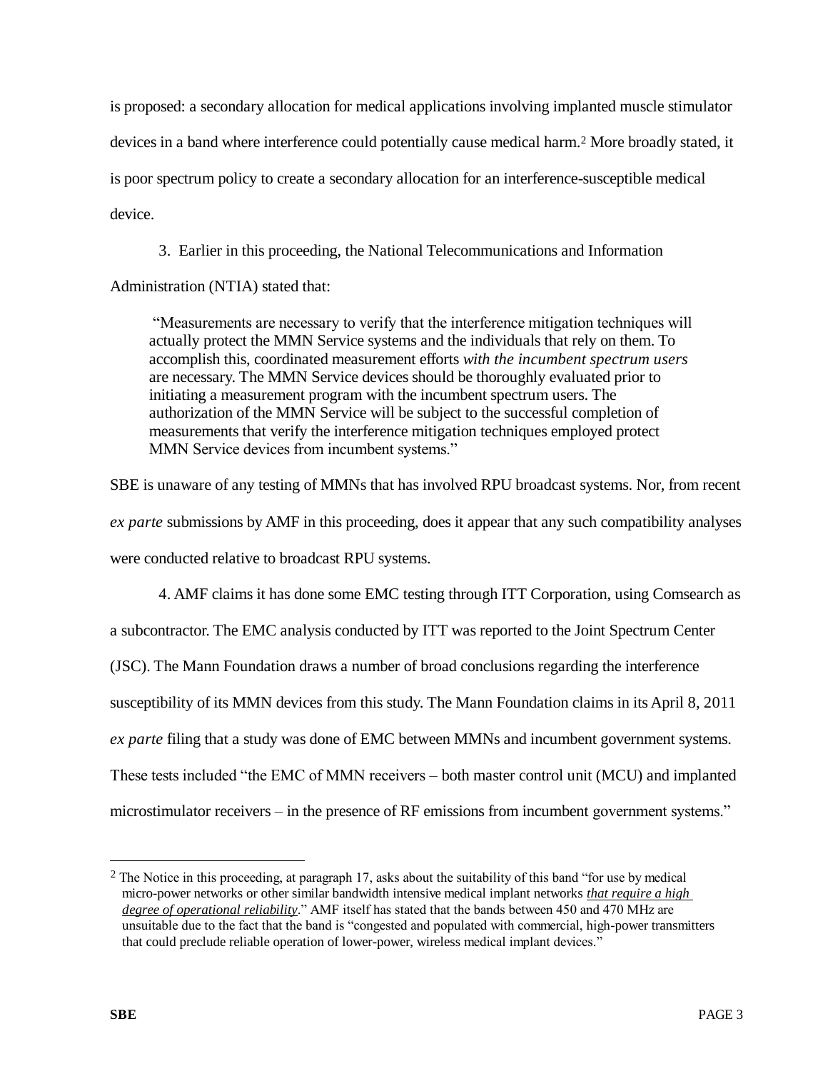is proposed: a secondary allocation for medical applications involving implanted muscle stimulator devices in a band where interference could potentially cause medical harm.[2] More broadly stated, it is poor spectrum policy to create a secondary allocation for an interference-susceptible medical device.

3. Earlier in this proceeding, the National Telecommunications and Information Administration (NTIA) stated that:

> "Measurements are necessary to verify that the interference mitigation techniques will actually protect the MMN Service systems and the individuals that rely on them. To accomplish this, coordinated measurement efforts *with the incumbent spectrum users* are necessary. The MMN Service devices should be thoroughly evaluated prior to initiating a measurement program with the incumbent spectrum users. The authorization of the MMN Service will be subject to the successful completion of measurements that verify the interference mitigation techniques employed protect MMN Service devices from incumbent systems."

SBE is unaware of any testing of MMNs that has involved RPU broadcast systems. Nor, from recent *ex parte* submissions by AMF in this proceeding, does it appear that any such compatibility analyses were conducted relative to broadcast RPU systems.

4. AMF claims it has done some EMC testing through ITT Corporation, using Comsearch as a subcontractor. The EMC analysis conducted by ITT was reported to the Joint Spectrum Center (JSC). The Mann Foundation draws a number of broad conclusions regarding the interference susceptibility of its MMN devices from this study. The Mann Foundation claims in its April 8, 2011 *ex parte* filing that a study was done of EMC between MMNs and incumbent government systems. These tests included "the EMC of MMN receivers – both master control unit (MCU) and implanted microstimulator receivers – in the presence of RF emissions from incumbent government systems."

---

[2] The Notice in this proceeding, at paragraph 17, asks about the suitability of this band "for use by medical micro-power networks or other similar bandwidth intensive medical implant networks ***that require a high degree of operational reliability***." AMF itself has stated that the bands between 450 and 470 MHz are unsuitable due to the fact that the band is "congested and populated with commercial, high-power transmitters that could preclude reliable operation of lower-power, wireless medical implant devices."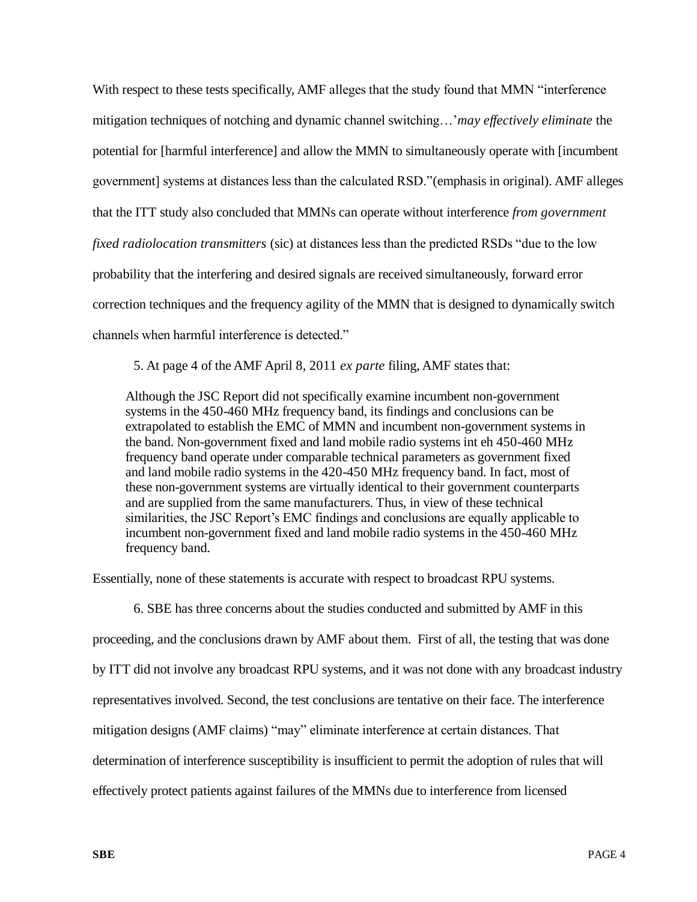With respect to these tests specifically, AMF alleges that the study found that MMN "interference mitigation techniques of notching and dynamic channel switching…'*may effectively eliminate* the potential for [harmful interference] and allow the MMN to simultaneously operate with [incumbent government] systems at distances less than the calculated RSD."(emphasis in original). AMF alleges that the ITT study also concluded that MMNs can operate without interference *from government fixed radiolocation transmitters* (sic) at distances less than the predicted RSDs "due to the low probability that the interfering and desired signals are received simultaneously, forward error correction techniques and the frequency agility of the MMN that is designed to dynamically switch channels when harmful interference is detected."

5. At page 4 of the AMF April 8, 2011 *ex parte* filing, AMF states that:

> Although the JSC Report did not specifically examine incumbent non-government systems in the 450-460 MHz frequency band, its findings and conclusions can be extrapolated to establish the EMC of MMN and incumbent non-government systems in the band. Non-government fixed and land mobile radio systems int eh 450-460 MHz frequency band operate under comparable technical parameters as government fixed and land mobile radio systems in the 420-450 MHz frequency band. In fact, most of these non-government systems are virtually identical to their government counterparts and are supplied from the same manufacturers. Thus, in view of these technical similarities, the JSC Report's EMC findings and conclusions are equally applicable to incumbent non-government fixed and land mobile radio systems in the 450-460 MHz frequency band.

Essentially, none of these statements is accurate with respect to broadcast RPU systems.

6. SBE has three concerns about the studies conducted and submitted by AMF in this proceeding, and the conclusions drawn by AMF about them. First of all, the testing that was done by ITT did not involve any broadcast RPU systems, and it was not done with any broadcast industry representatives involved. Second, the test conclusions are tentative on their face. The interference mitigation designs (AMF claims) "may" eliminate interference at certain distances. That determination of interference susceptibility is insufficient to permit the adoption of rules that will effectively protect patients against failures of the MMNs due to interference from licensed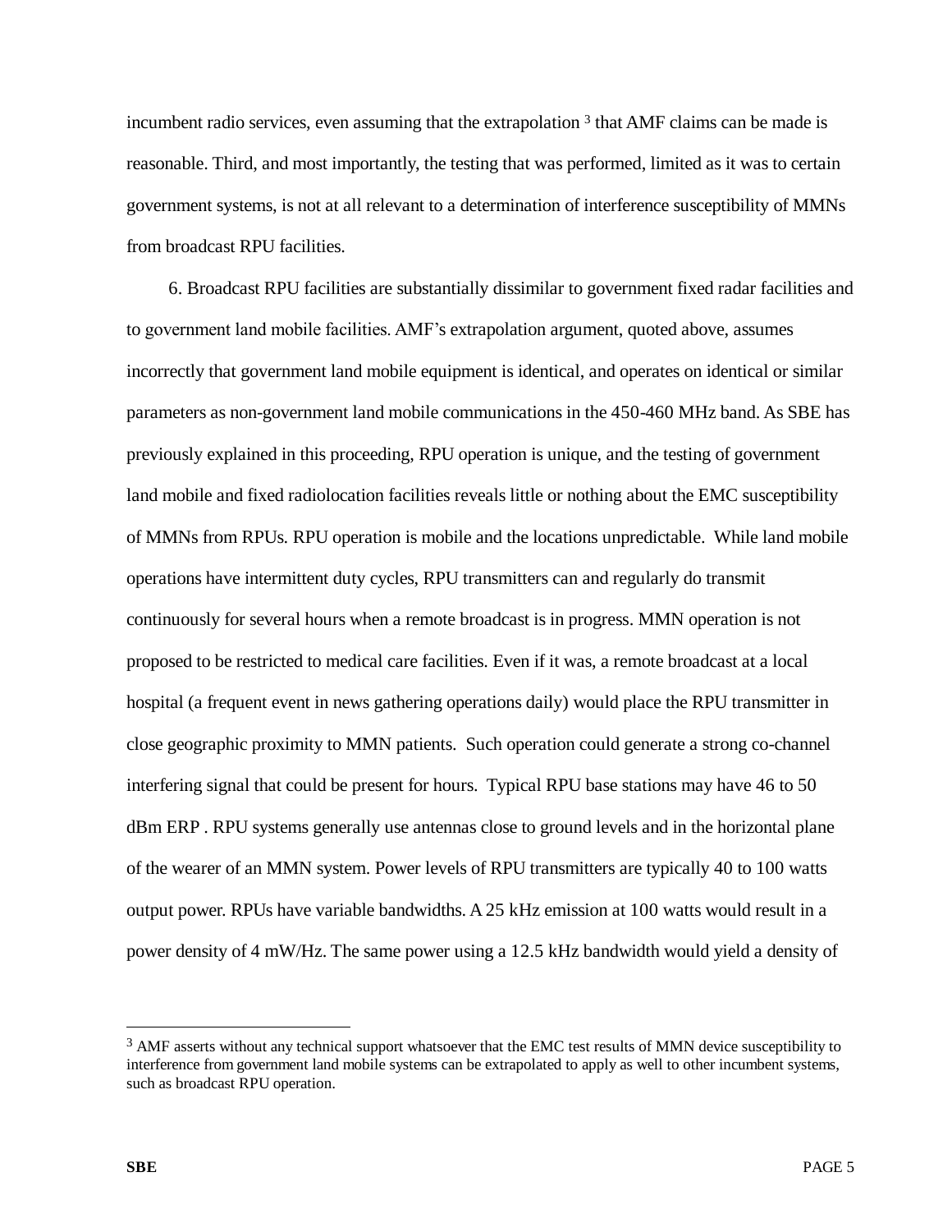incumbent radio services, even assuming that the extrapolation [3] that AMF claims can be made is reasonable. Third, and most importantly, the testing that was performed, limited as it was to certain government systems, is not at all relevant to a determination of interference susceptibility of MMNs from broadcast RPU facilities.

6. Broadcast RPU facilities are substantially dissimilar to government fixed radar facilities and to government land mobile facilities. AMF's extrapolation argument, quoted above, assumes incorrectly that government land mobile equipment is identical, and operates on identical or similar parameters as non-government land mobile communications in the 450-460 MHz band. As SBE has previously explained in this proceeding, RPU operation is unique, and the testing of government land mobile and fixed radiolocation facilities reveals little or nothing about the EMC susceptibility of MMNs from RPUs. RPU operation is mobile and the locations unpredictable. While land mobile operations have intermittent duty cycles, RPU transmitters can and regularly do transmit continuously for several hours when a remote broadcast is in progress. MMN operation is not proposed to be restricted to medical care facilities. Even if it was, a remote broadcast at a local hospital (a frequent event in news gathering operations daily) would place the RPU transmitter in close geographic proximity to MMN patients. Such operation could generate a strong co-channel interfering signal that could be present for hours. Typical RPU base stations may have 46 to 50 dBm ERP . RPU systems generally use antennas close to ground levels and in the horizontal plane of the wearer of an MMN system. Power levels of RPU transmitters are typically 40 to 100 watts output power. RPUs have variable bandwidths. A 25 kHz emission at 100 watts would result in a power density of 4 mW/Hz. The same power using a 12.5 kHz bandwidth would yield a density of

[3] AMF asserts without any technical support whatsoever that the EMC test results of MMN device susceptibility to interference from government land mobile systems can be extrapolated to apply as well to other incumbent systems, such as broadcast RPU operation.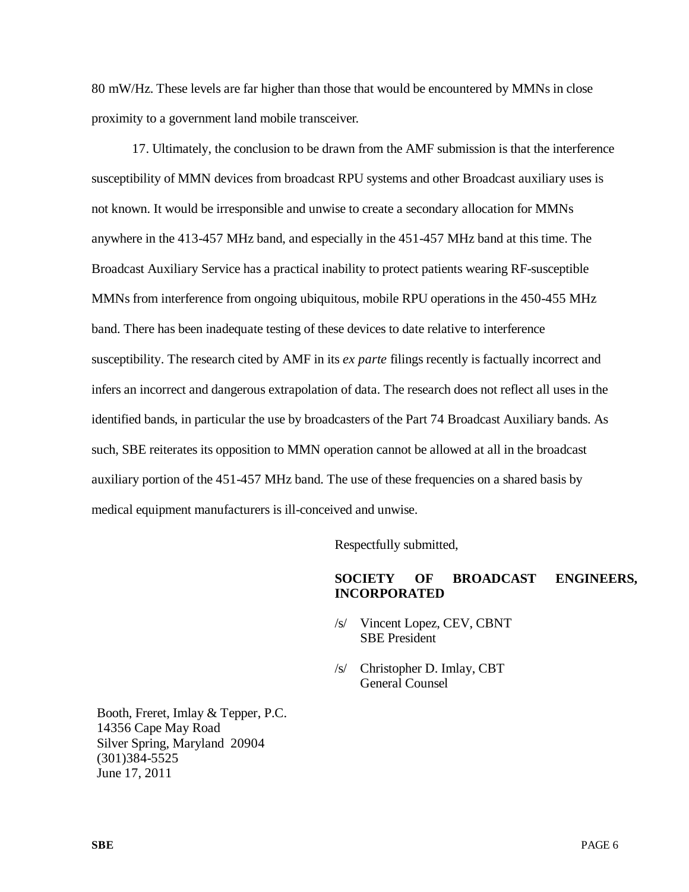80 mW/Hz. These levels are far higher than those that would be encountered by MMNs in close proximity to a government land mobile transceiver.

17. Ultimately, the conclusion to be drawn from the AMF submission is that the interference susceptibility of MMN devices from broadcast RPU systems and other Broadcast auxiliary uses is not known. It would be irresponsible and unwise to create a secondary allocation for MMNs anywhere in the 413-457 MHz band, and especially in the 451-457 MHz band at this time. The Broadcast Auxiliary Service has a practical inability to protect patients wearing RF-susceptible MMNs from interference from ongoing ubiquitous, mobile RPU operations in the 450-455 MHz band. There has been inadequate testing of these devices to date relative to interference susceptibility. The research cited by AMF in its *ex parte* filings recently is factually incorrect and infers an incorrect and dangerous extrapolation of data. The research does not reflect all uses in the identified bands, in particular the use by broadcasters of the Part 74 Broadcast Auxiliary bands. As such, SBE reiterates its opposition to MMN operation cannot be allowed at all in the broadcast auxiliary portion of the 451-457 MHz band. The use of these frequencies on a shared basis by medical equipment manufacturers is ill-conceived and unwise.

Respectfully submitted,

**SOCIETY OF BROADCAST ENGINEERS, INCORPORATED**

/s/ Vincent Lopez, CEV, CBNT
SBE President

/s/ Christopher D. Imlay, CBT
General Counsel

Booth, Freret, Imlay & Tepper, P.C.
14356 Cape May Road
Silver Spring, Maryland 20904
(301)384-5525
June 17, 2011